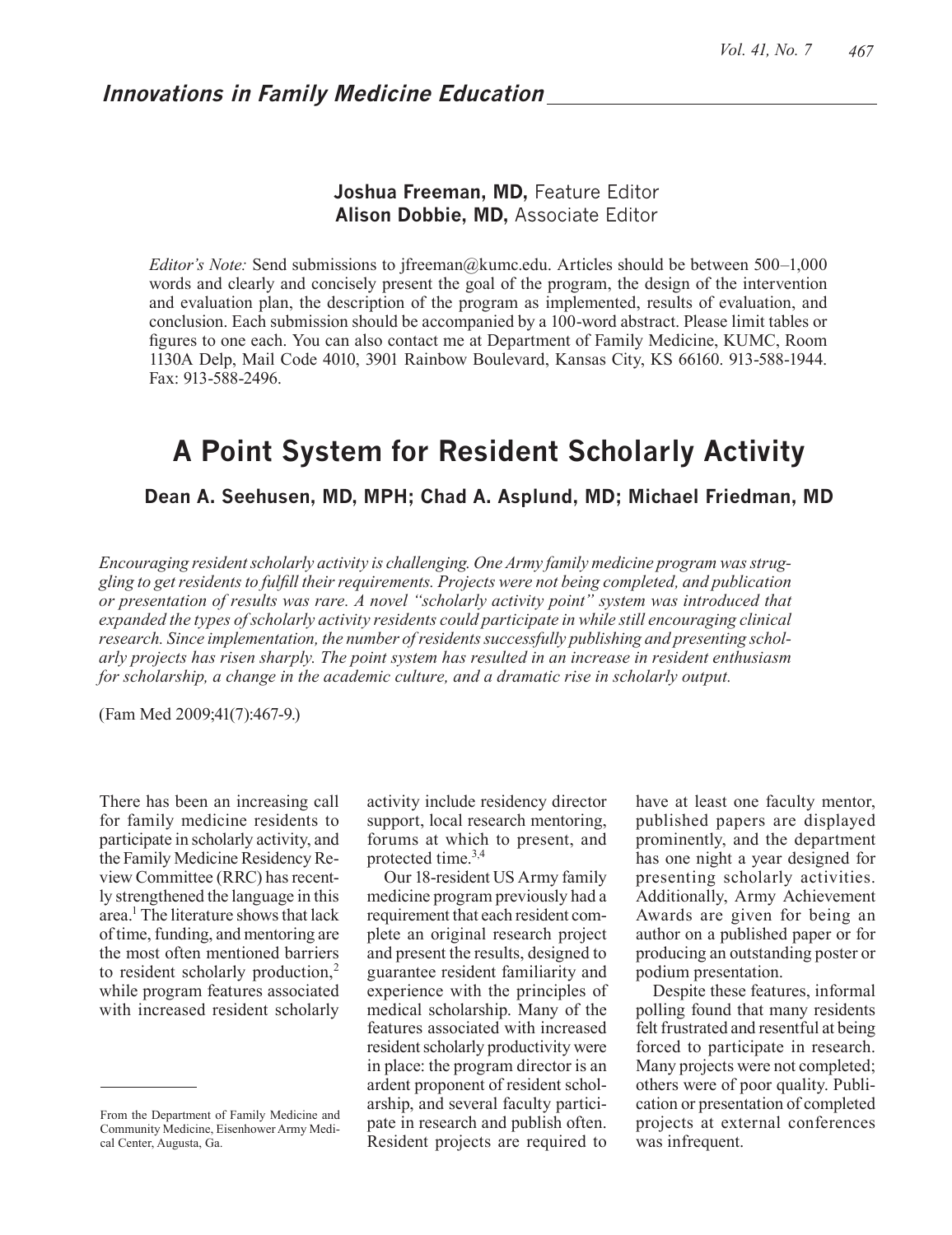## Innovations in Family Medicine Education

**Joshua Freeman, MD,** Feature Editor
**Alison Dobbie, MD,** Associate Editor

*Editor's Note:* Send submissions to jfreeman@kumc.edu. Articles should be between 500–1,000 words and clearly and concisely present the goal of the program, the design of the intervention and evaluation plan, the description of the program as implemented, results of evaluation, and conclusion. Each submission should be accompanied by a 100-word abstract. Please limit tables or figures to one each. You can also contact me at Department of Family Medicine, KUMC, Room 1130A Delp, Mail Code 4010, 3901 Rainbow Boulevard, Kansas City, KS 66160. 913-588-1944. Fax: 913-588-2496.

# A Point System for Resident Scholarly Activity

**Dean A. Seehusen, MD, MPH; Chad A. Asplund, MD; Michael Friedman, MD**

*Encouraging resident scholarly activity is challenging. One Army family medicine program was struggling to get residents to fulfill their requirements. Projects were not being completed, and publication or presentation of results was rare. A novel "scholarly activity point" system was introduced that expanded the types of scholarly activity residents could participate in while still encouraging clinical research. Since implementation, the number of residents successfully publishing and presenting scholarly projects has risen sharply. The point system has resulted in an increase in resident enthusiasm for scholarship, a change in the academic culture, and a dramatic rise in scholarly output.*

(Fam Med 2009;41(7):467-9.)

There has been an increasing call for family medicine residents to participate in scholarly activity, and the Family Medicine Residency Review Committee (RRC) has recently strengthened the language in this area.[1] The literature shows that lack of time, funding, and mentoring are the most often mentioned barriers to resident scholarly production,[2] while program features associated with increased resident scholarly activity include residency director support, local research mentoring, forums at which to present, and protected time.[3,4]

Our 18-resident US Army family medicine program previously had a requirement that each resident complete an original research project and present the results, designed to guarantee resident familiarity and experience with the principles of medical scholarship. Many of the features associated with increased resident scholarly productivity were in place: the program director is an ardent proponent of resident scholarship, and several faculty participate in research and publish often. Resident projects are required to have at least one faculty mentor, published papers are displayed prominently, and the department has one night a year designed for presenting scholarly activities. Additionally, Army Achievement Awards are given for being an author on a published paper or for producing an outstanding poster or podium presentation.

Despite these features, informal polling found that many residents felt frustrated and resentful at being forced to participate in research. Many projects were not completed; others were of poor quality. Publication or presentation of completed projects at external conferences was infrequent.

From the Department of Family Medicine and Community Medicine, Eisenhower Army Medical Center, Augusta, Ga.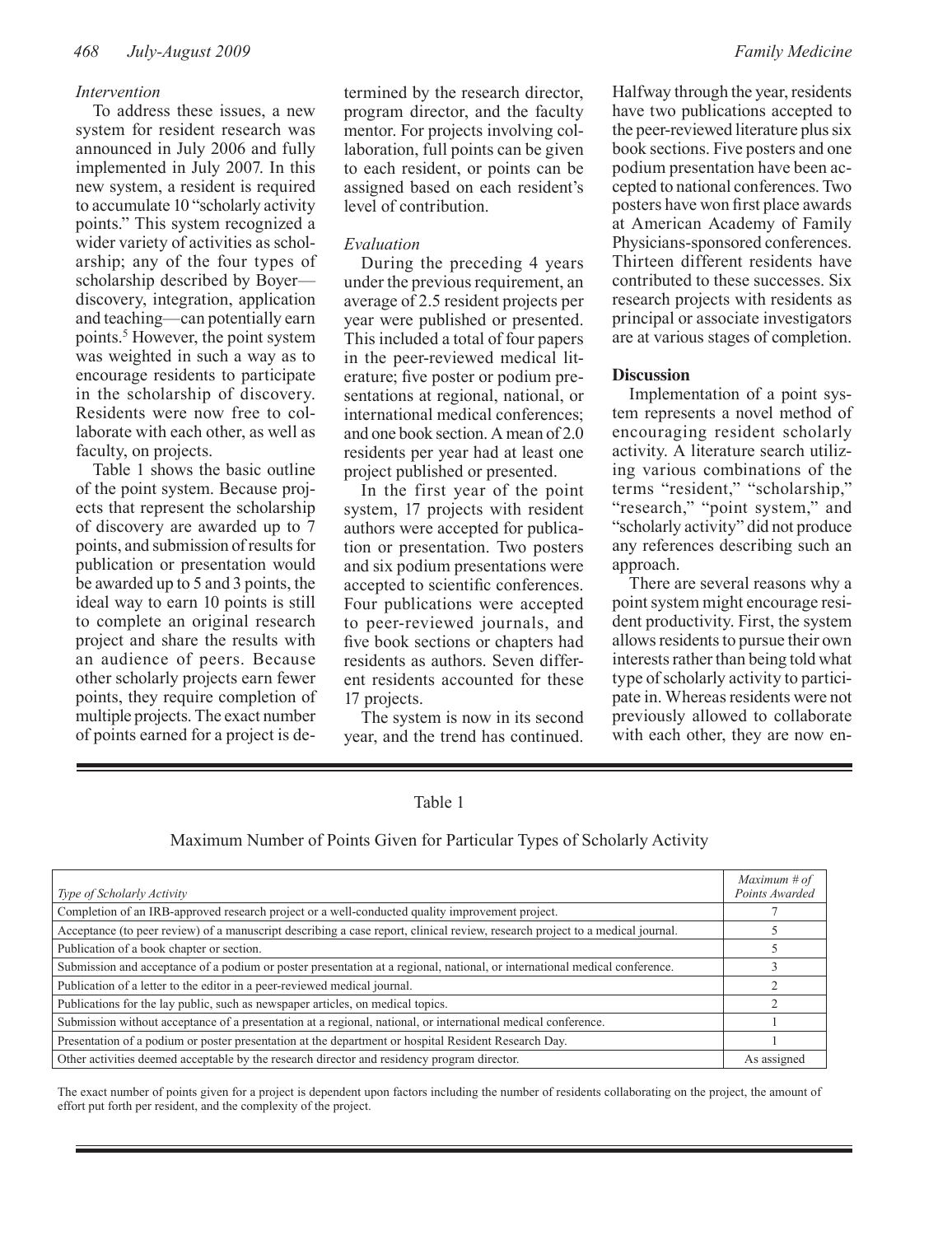### Intervention

To address these issues, a new system for resident research was announced in July 2006 and fully implemented in July 2007. In this new system, a resident is required to accumulate 10 "scholarly activity points." This system recognized a wider variety of activities as scholarship; any of the four types of scholarship described by Boyer—discovery, integration, application and teaching—can potentially earn points.[5] However, the point system was weighted in such a way as to encourage residents to participate in the scholarship of discovery. Residents were now free to collaborate with each other, as well as faculty, on projects.

Table 1 shows the basic outline of the point system. Because projects that represent the scholarship of discovery are awarded up to 7 points, and submission of results for publication or presentation would be awarded up to 5 and 3 points, the ideal way to earn 10 points is still to complete an original research project and share the results with an audience of peers. Because other scholarly projects earn fewer points, they require completion of multiple projects. The exact number of points earned for a project is determined by the research director, program director, and the faculty mentor. For projects involving collaboration, full points can be given to each resident, or points can be assigned based on each resident's level of contribution.

### Evaluation

During the preceding 4 years under the previous requirement, an average of 2.5 resident projects per year were published or presented. This included a total of four papers in the peer-reviewed medical literature; five poster or podium presentations at regional, national, or international medical conferences; and one book section. A mean of 2.0 residents per year had at least one project published or presented.

In the first year of the point system, 17 projects with resident authors were accepted for publication or presentation. Two posters and six podium presentations were accepted to scientific conferences. Four publications were accepted to peer-reviewed journals, and five book sections or chapters had residents as authors. Seven different residents accounted for these 17 projects.

The system is now in its second year, and the trend has continued. Halfway through the year, residents have two publications accepted to the peer-reviewed literature plus six book sections. Five posters and one podium presentation have been accepted to national conferences. Two posters have won first place awards at American Academy of Family Physicians-sponsored conferences. Thirteen different residents have contributed to these successes. Six research projects with residents as principal or associate investigators are at various stages of completion.

## Discussion

Implementation of a point system represents a novel method of encouraging resident scholarly activity. A literature search utilizing various combinations of the terms "resident," "scholarship," "research," "point system," and "scholarly activity" did not produce any references describing such an approach.

There are several reasons why a point system might encourage resident productivity. First, the system allows residents to pursue their own interests rather than being told what type of scholarly activity to participate in. Whereas residents were not previously allowed to collaborate with each other, they are now en-

Table 1

Maximum Number of Points Given for Particular Types of Scholarly Activity

| *Type of Scholarly Activity* | *Maximum # of Points Awarded* |
|---|---|
| Completion of an IRB-approved research project or a well-conducted quality improvement project. | 7 |
| Acceptance (to peer review) of a manuscript describing a case report, clinical review, research project to a medical journal. | 5 |
| Publication of a book chapter or section. | 5 |
| Submission and acceptance of a podium or poster presentation at a regional, national, or international medical conference. | 3 |
| Publication of a letter to the editor in a peer-reviewed medical journal. | 2 |
| Publications for the lay public, such as newspaper articles, on medical topics. | 2 |
| Submission without acceptance of a presentation at a regional, national, or international medical conference. | 1 |
| Presentation of a podium or poster presentation at the department or hospital Resident Research Day. | 1 |
| Other activities deemed acceptable by the research director and residency program director. | As assigned |

The exact number of points given for a project is dependent upon factors including the number of residents collaborating on the project, the amount of effort put forth per resident, and the complexity of the project.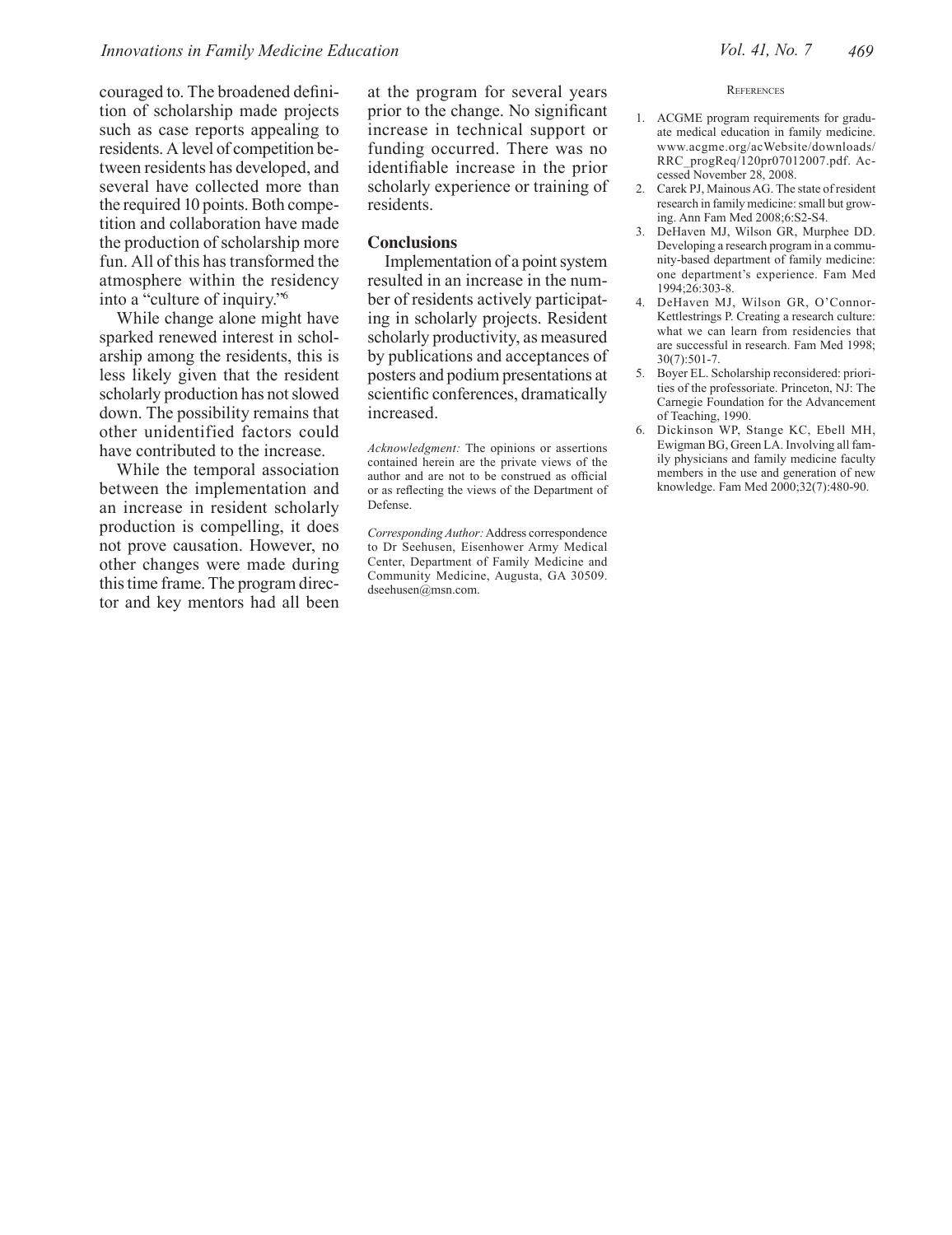couraged to. The broadened definition of scholarship made projects such as case reports appealing to residents. A level of competition between residents has developed, and several have collected more than the required 10 points. Both competition and collaboration have made the production of scholarship more fun. All of this has transformed the atmosphere within the residency into a "culture of inquiry."[6]

While change alone might have sparked renewed interest in scholarship among the residents, this is less likely given that the resident scholarly production has not slowed down. The possibility remains that other unidentified factors could have contributed to the increase.

While the temporal association between the implementation and an increase in resident scholarly production is compelling, it does not prove causation. However, no other changes were made during this time frame. The program director and key mentors had all been at the program for several years prior to the change. No significant increase in technical support or funding occurred. There was no identifiable increase in the prior scholarly experience or training of residents.

## Conclusions

Implementation of a point system resulted in an increase in the number of residents actively participating in scholarly projects. Resident scholarly productivity, as measured by publications and acceptances of posters and podium presentations at scientific conferences, dramatically increased.

*Acknowledgment:* The opinions or assertions contained herein are the private views of the author and are not to be construed as official or as reflecting the views of the Department of Defense.

*Corresponding Author:* Address correspondence to Dr Seehusen, Eisenhower Army Medical Center, Department of Family Medicine and Community Medicine, Augusta, GA 30509. dseehusen@msn.com.

## References

1. ACGME program requirements for graduate medical education in family medicine. www.acgme.org/acWebsite/downloads/RRC_progReq/120pr07012007.pdf. Accessed November 28, 2008.
2. Carek PJ, Mainous AG. The state of resident research in family medicine: small but growing. Ann Fam Med 2008;6:S2-S4.
3. DeHaven MJ, Wilson GR, Murphee DD. Developing a research program in a community-based department of family medicine: one department's experience. Fam Med 1994;26:303-8.
4. DeHaven MJ, Wilson GR, O'Connor-Kettlestrings P. Creating a research culture: what we can learn from residencies that are successful in research. Fam Med 1998; 30(7):501-7.
5. Boyer EL. Scholarship reconsidered: priorities of the professoriate. Princeton, NJ: The Carnegie Foundation for the Advancement of Teaching, 1990.
6. Dickinson WP, Stange KC, Ebell MH, Ewigman BG, Green LA. Involving all family physicians and family medicine faculty members in the use and generation of new knowledge. Fam Med 2000;32(7):480-90.